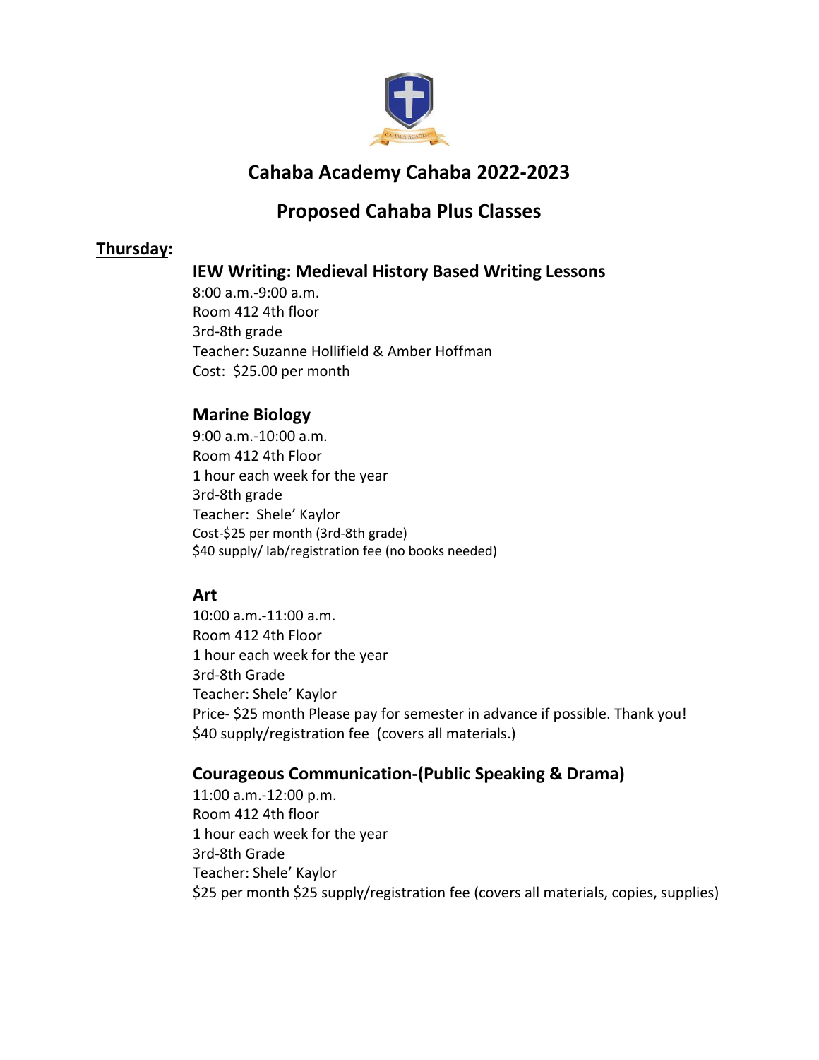# Cahaba Academy Cahaba 2022-2023

## Proposed Cahaba Plus Classes

**Thursday:**

### IEW Writing: Medieval History Based Writing Lessons

8:00 a.m.-9:00 a.m.
Room 412 4th floor
3rd-8th grade
Teacher: Suzanne Hollifield & Amber Hoffman
Cost: $25.00 per month

### Marine Biology

9:00 a.m.-10:00 a.m.
Room 412 4th Floor
1 hour each week for the year
3rd-8th grade
Teacher: Shele' Kaylor
Cost-$25 per month (3rd-8th grade)
$40 supply/ lab/registration fee (no books needed)

### Art

10:00 a.m.-11:00 a.m.
Room 412 4th Floor
1 hour each week for the year
3rd-8th Grade
Teacher: Shele' Kaylor
Price- $25 month Please pay for semester in advance if possible. Thank you!
$40 supply/registration fee (covers all materials.)

### Courageous Communication-(Public Speaking & Drama)

11:00 a.m.-12:00 p.m.
Room 412 4th floor
1 hour each week for the year
3rd-8th Grade
Teacher: Shele' Kaylor
$25 per month $25 supply/registration fee (covers all materials, copies, supplies)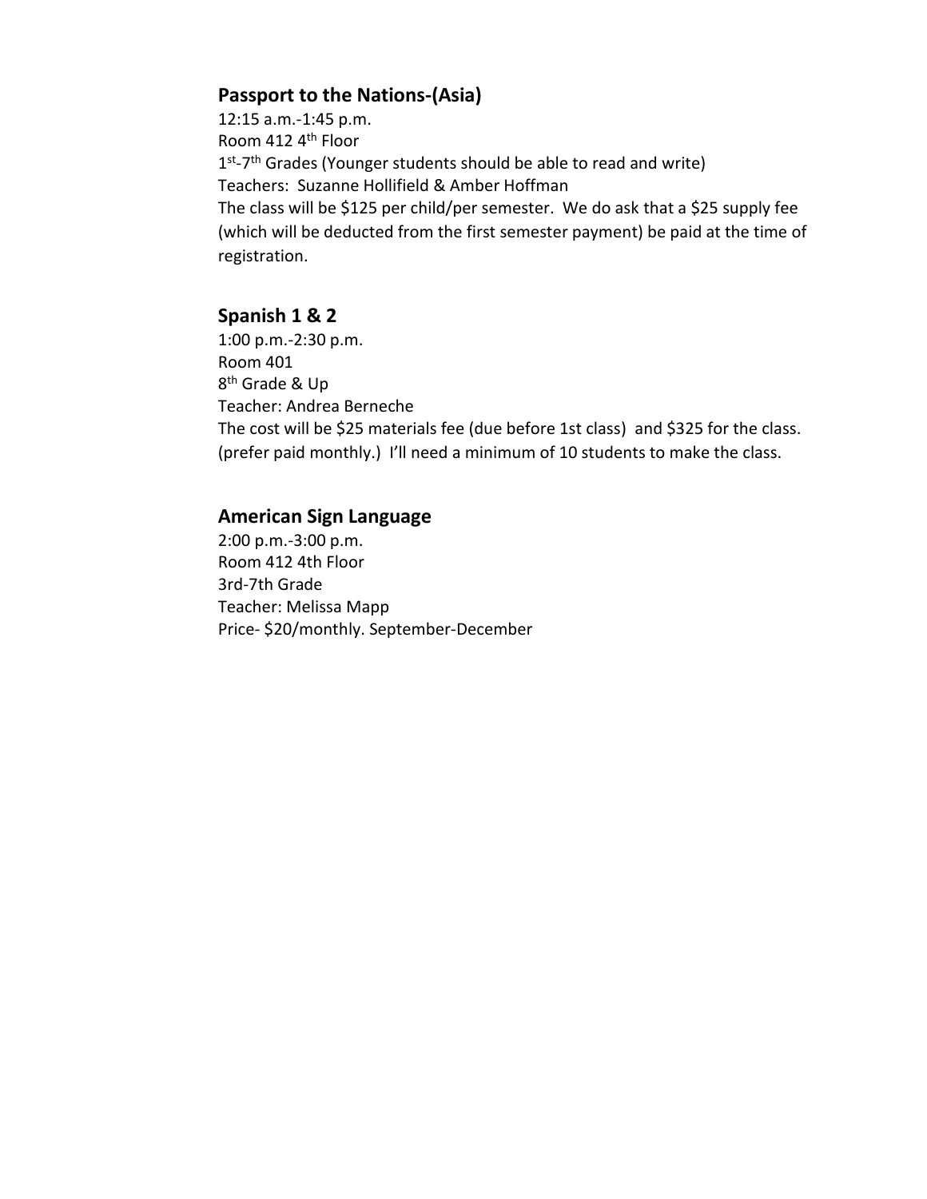### Passport to the Nations-(Asia)

12:15 a.m.-1:45 p.m.
Room 412 4th Floor
1st-7th Grades (Younger students should be able to read and write)
Teachers: Suzanne Hollifield & Amber Hoffman
The class will be $125 per child/per semester. We do ask that a $25 supply fee (which will be deducted from the first semester payment) be paid at the time of registration.

### Spanish 1 & 2

1:00 p.m.-2:30 p.m.
Room 401
8th Grade & Up
Teacher: Andrea Berneche
The cost will be $25 materials fee (due before 1st class) and $325 for the class. (prefer paid monthly.) I'll need a minimum of 10 students to make the class.

### American Sign Language

2:00 p.m.-3:00 p.m.
Room 412 4th Floor
3rd-7th Grade
Teacher: Melissa Mapp
Price- $20/monthly. September-December